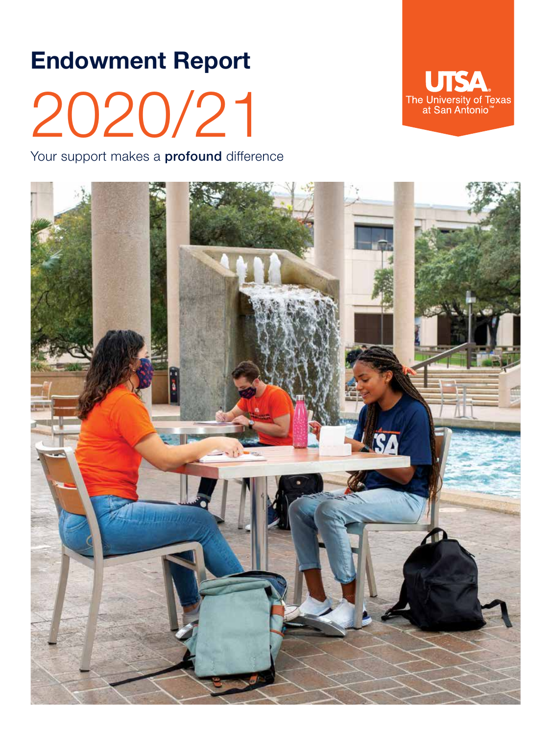# Endowment Report

# 2020/21

Your support makes a **profound** difference

UTSA
The University of Texas at San Antonio™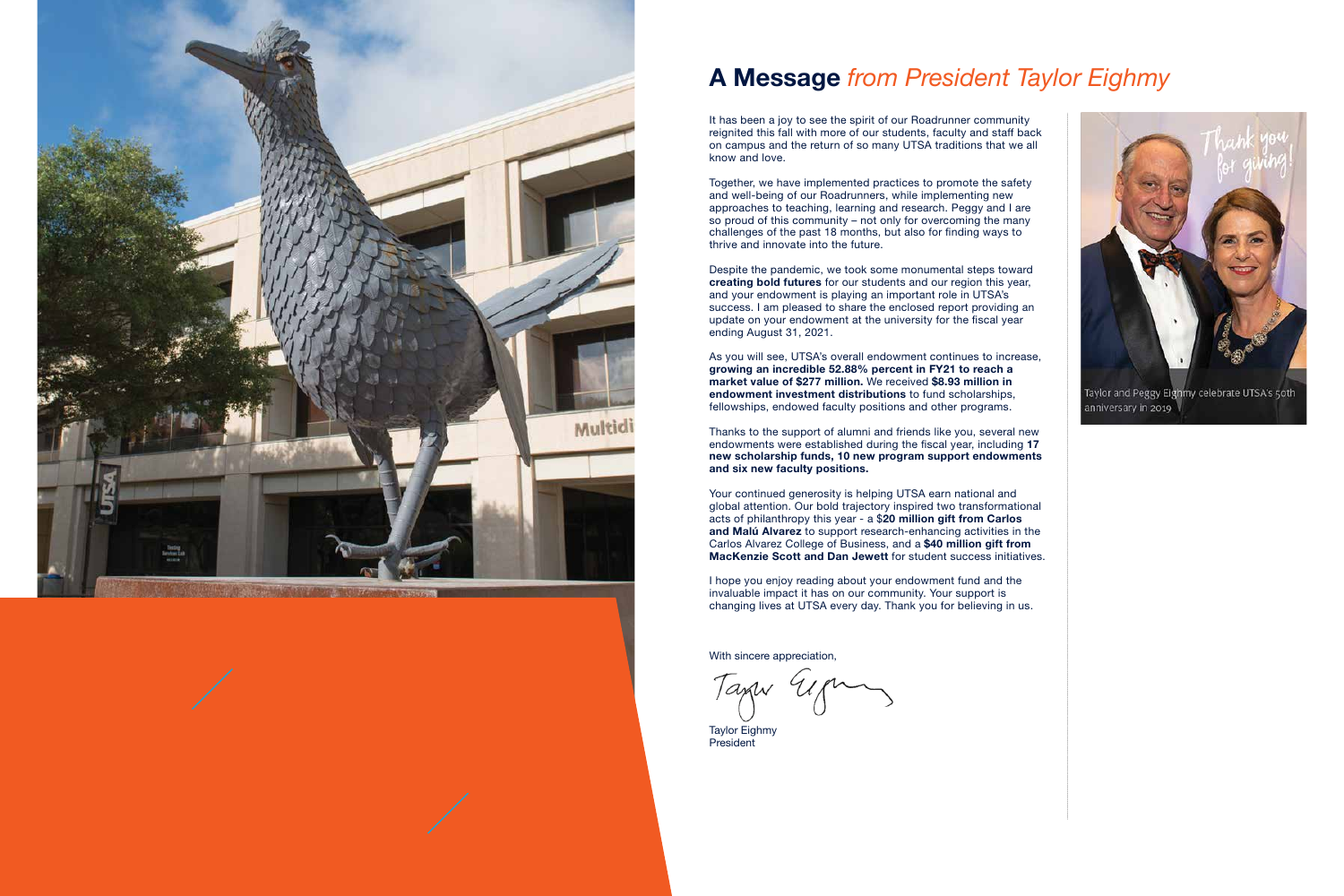# **A Message** *from President Taylor Eighmy*

It has been a joy to see the spirit of our Roadrunner community reignited this fall with more of our students, faculty and staff back on campus and the return of so many UTSA traditions that we all know and love.

Together, we have implemented practices to promote the safety and well-being of our Roadrunners, while implementing new approaches to teaching, learning and research. Peggy and I are so proud of this community – not only for overcoming the many challenges of the past 18 months, but also for finding ways to thrive and innovate into the future.

Despite the pandemic, we took some monumental steps toward **creating bold futures** for our students and our region this year, and your endowment is playing an important role in UTSA's success. I am pleased to share the enclosed report providing an update on your endowment at the university for the fiscal year ending August 31, 2021.

As you will see, UTSA's overall endowment continues to increase, **growing an incredible 52.88% percent in FY21 to reach a market value of $277 million.** We received **$8.93 million in endowment investment distributions** to fund scholarships, fellowships, endowed faculty positions and other programs.

Thanks to the support of alumni and friends like you, several new endowments were established during the fiscal year, including **17 new scholarship funds, 10 new program support endowments and six new faculty positions.**

Your continued generosity is helping UTSA earn national and global attention. Our bold trajectory inspired two transformational acts of philanthropy this year - a **$20 million gift from Carlos and Malú Alvarez** to support research-enhancing activities in the Carlos Alvarez College of Business, and a **$40 million gift from MacKenzie Scott and Dan Jewett** for student success initiatives.

I hope you enjoy reading about your endowment fund and the invaluable impact it has on our community. Your support is changing lives at UTSA every day. Thank you for believing in us.

With sincere appreciation,

Taylor Eighmy
President

Taylor and Peggy Eighmy celebrate UTSA's 50th anniversary in 2019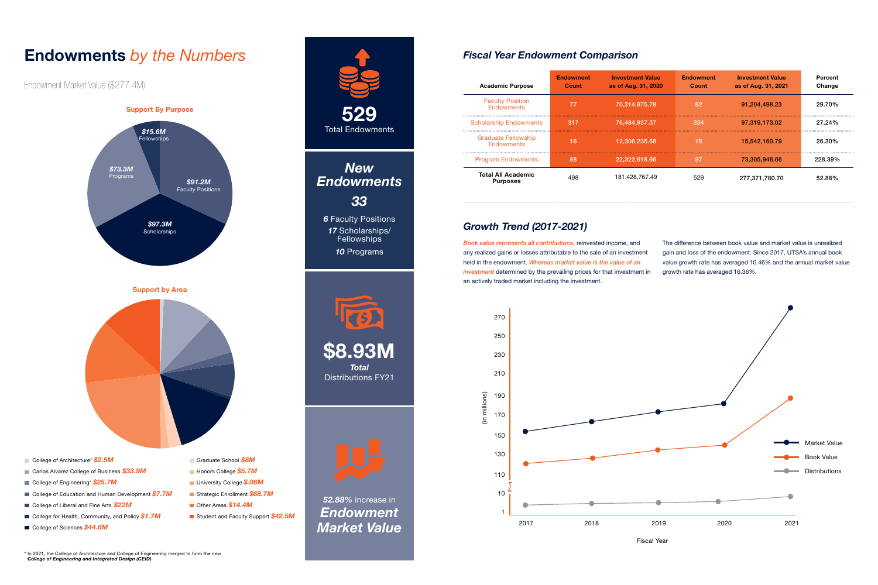# Endowments *by the Numbers*

Endowment Market Value ($277.4M)

**Support By Purpose**

*$15.6M* Fellowships

*$73.3M* Programs

*$91.2M* Faculty Positions

*$97.3M* Scholarships

**Support by Area**

- College of Architecture* *$2.5M*
- Carlos Alvarez College of Business *$33.9M*
- College of Engineering* *$25.7M*
- College of Education and Human Development *$7.7M*
- College of Liberal and Fine Arts *$22M*
- College for Health, Community, and Policy *$1.7M*
- College of Sciences *$44.6M*
- Graduate School *$8M*
- Honors College *$5.7M*
- University College *$.06M*
- Strategic Enrollment *$68.7M*
- Other Areas *$14.4M*
- Student and Faculty Support *$42.5M*

\* In 2021, the College of Architecture and College of Engineering merged to form the new ***College of Engineering and Integrated Design (CEID)***

**529** Total Endowments

***New Endowments***

***33***

***6*** Faculty Positions
***17*** Scholarships/ Fellowships
***10*** Programs

**$8.93M** ***Total*** Distributions FY21

*52.88%* increase in ***Endowment Market Value***

## *Fiscal Year Endowment Comparison*

| Academic Purpose | Endowment Count | Investment Value as of Aug. 31, 2020 | Endowment Count | Investment Value as of Aug. 31, 2021 | Percent Change |
|---|---|---|---|---|---|
| Faculty Position Endowments | 77 | 70,314,975.78 | 82 | 91,204,498.23 | 29.70% |
| Scholarship Endowments | 317 | 76,484,937.37 | 334 | 97,319,173.02 | 27.24% |
| Graduate Fellowship Endowments | 16 | 12,306,235.68 | 16 | 15,542,160.79 | 26.30% |
| Program Endowments | 88 | 22,322,618.66 | 97 | 73,305,948.66 | 228.39% |
| **Total All Academic Purposes** | 498 | 181,428,767.49 | 529 | 277,371,780.70 | 52.88% |

## *Growth Trend (2017-2021)*

*Book value represents all contributions,* reinvested income, and any realized gains or losses attributable to the sale of an investment held in the endowment. *Whereas market value is the value of an investment* determined by the prevailing prices for that investment in an actively traded market including the investment.

The difference between book value and market value is unrealized gain and loss of the endowment. Since 2017, UTSA's annual book value growth rate has averaged 10.46% and the annual market value growth rate has averaged 16.36%.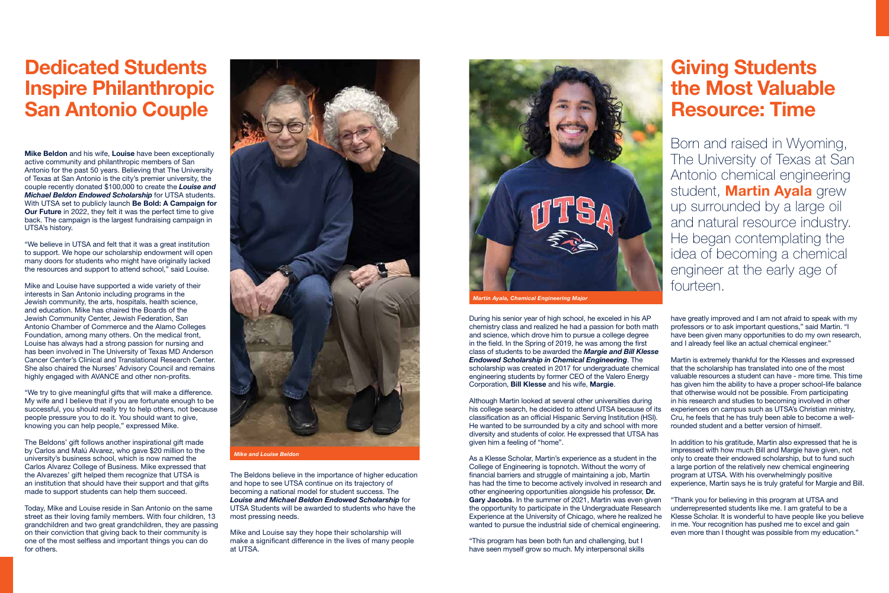# Dedicated Students Inspire Philanthropic San Antonio Couple

**Mike Beldon** and his wife, **Louise** have been exceptionally active community and philanthropic members of San Antonio for the past 50 years. Believing that The University of Texas at San Antonio is the city's premier university, the couple recently donated $100,000 to create the ***Louise and Michael Beldon Endowed Scholarship*** for UTSA students. With UTSA set to publicly launch **Be Bold: A Campaign for Our Future** in 2022, they felt it was the perfect time to give back. The campaign is the largest fundraising campaign in UTSA's history.

"We believe in UTSA and felt that it was a great institution to support. We hope our scholarship endowment will open many doors for students who might have originally lacked the resources and support to attend school," said Louise.

Mike and Louise have supported a wide variety of their interests in San Antonio including programs in the Jewish community, the arts, hospitals, health science, and education. Mike has chaired the Boards of the Jewish Community Center, Jewish Federation, San Antonio Chamber of Commerce and the Alamo Colleges Foundation, among many others. On the medical front, Louise has always had a strong passion for nursing and has been involved in The University of Texas MD Anderson Cancer Center's Clinical and Translational Research Center. She also chaired the Nurses' Advisory Council and remains highly engaged with AVANCE and other non-profits.

"We try to give meaningful gifts that will make a difference. My wife and I believe that if you are fortunate enough to be successful, you should really try to help others, not because people pressure you to do it. You should want to give, knowing you can help people," expressed Mike.

The Beldons' gift follows another inspirational gift made by Carlos and Malú Alvarez, who gave $20 million to the university's business school, which is now named the Carlos Alvarez College of Business. Mike expressed that the Alvarezes' gift helped them recognize that UTSA is an institution that should have their support and that gifts made to support students can help them succeed.

Today, Mike and Louise reside in San Antonio on the same street as their loving family members. With four children, 13 grandchildren and two great grandchildren, they are passing on their conviction that giving back to their community is one of the most selfless and important things you can do for others.

*Mike and Louise Beldon*

The Beldons believe in the importance of higher education and hope to see UTSA continue on its trajectory of becoming a national model for student success. The ***Louise and Michael Beldon Endowed Scholarship*** for UTSA Students will be awarded to students who have the most pressing needs.

Mike and Louise say they hope their scholarship will make a significant difference in the lives of many people at UTSA.

# Giving Students the Most Valuable Resource: Time

Born and raised in Wyoming, The University of Texas at San Antonio chemical engineering student, **Martin Ayala** grew up surrounded by a large oil and natural resource industry. He began contemplating the idea of becoming a chemical engineer at the early age of fourteen.

*Martin Ayala, Chemical Engineering Major*

During his senior year of high school, he excelled in his AP chemistry class and realized he had a passion for both math and science, which drove him to pursue a college degree in the field. In the Spring of 2019, he was among the first class of students to be awarded the ***Margie and Bill Klesse Endowed Scholarship in Chemical Engineering***. The scholarship was created in 2017 for undergraduate chemical engineering students by former CEO of the Valero Energy Corporation, **Bill Klesse** and his wife, **Margie**.

Although Martin looked at several other universities during his college search, he decided to attend UTSA because of its classification as an official Hispanic Serving Institution (HSI). He wanted to be surrounded by a city and school with more diversity and students of color. He expressed that UTSA has given him a feeling of "home".

As a Klesse Scholar, Martin's experience as a student in the College of Engineering is topnotch. Without the worry of financial barriers and struggle of maintaining a job, Martin has had the time to become actively involved in research and other engineering opportunities alongside his professor, **Dr. Gary Jacobs**. In the summer of 2021, Martin was even given the opportunity to participate in the Undergraduate Research Experience at the University of Chicago, where he realized he wanted to pursue the industrial side of chemical engineering.

"This program has been both fun and challenging, but I have seen myself grow so much. My interpersonal skills have greatly improved and I am not afraid to speak with my professors or to ask important questions," said Martin. "I have been given many opportunities to do my own research, and I already feel like an actual chemical engineer."

Martin is extremely thankful for the Klesses and expressed that the scholarship has translated into one of the most valuable resources a student can have - more time. This time has given him the ability to have a proper school-life balance that otherwise would not be possible. From participating in his research and studies to becoming involved in other experiences on campus such as UTSA's Christian ministry, Cru, he feels that he has truly been able to become a well-rounded student and a better version of himself.

In addition to his gratitude, Martin also expressed that he is impressed with how much Bill and Margie have given, not only to create their endowed scholarship, but to fund such a large portion of the relatively new chemical engineering program at UTSA. With his overwhelmingly positive experience, Martin says he is truly grateful for Margie and Bill.

"Thank you for believing in this program at UTSA and underrepresented students like me. I am grateful to be a Klesse Scholar. It is wonderful to have people like you believe in me. Your recognition has pushed me to excel and gain even more than I thought was possible from my education."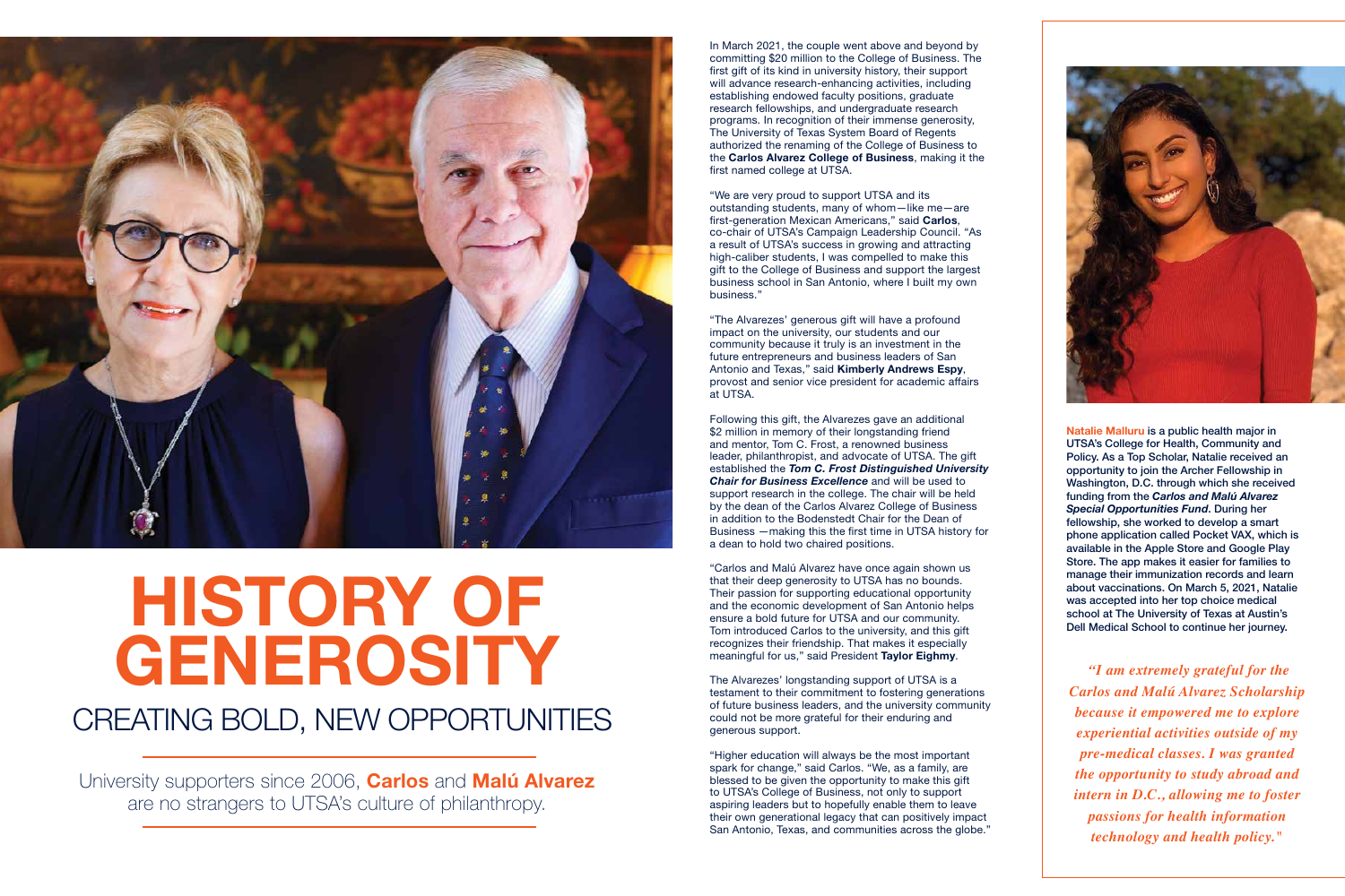# HISTORY OF GENEROSITY

## CREATING BOLD, NEW OPPORTUNITIES

University supporters since 2006, **Carlos** and **Malú Alvarez** are no strangers to UTSA's culture of philanthropy.

In March 2021, the couple went above and beyond by committing $20 million to the College of Business. The first gift of its kind in university history, their support will advance research-enhancing activities, including establishing endowed faculty positions, graduate research fellowships, and undergraduate research programs. In recognition of their immense generosity, The University of Texas System Board of Regents authorized the renaming of the College of Business to the **Carlos Alvarez College of Business**, making it the first named college at UTSA.

"We are very proud to support UTSA and its outstanding students, many of whom—like me—are first-generation Mexican Americans," said **Carlos**, co-chair of UTSA's Campaign Leadership Council. "As a result of UTSA's success in growing and attracting high-caliber students, I was compelled to make this gift to the College of Business and support the largest business school in San Antonio, where I built my own business."

"The Alvarezes' generous gift will have a profound impact on the university, our students and our community because it truly is an investment in the future entrepreneurs and business leaders of San Antonio and Texas," said **Kimberly Andrews Espy**, provost and senior vice president for academic affairs at UTSA.

Following this gift, the Alvarezes gave an additional $2 million in memory of their longstanding friend and mentor, Tom C. Frost, a renowned business leader, philanthropist, and advocate of UTSA. The gift established the ***Tom C. Frost Distinguished University Chair for Business Excellence*** and will be used to support research in the college. The chair will be held by the dean of the Carlos Alvarez College of Business in addition to the Bodenstedt Chair for the Dean of Business —making this the first time in UTSA history for a dean to hold two chaired positions.

"Carlos and Malú Alvarez have once again shown us that their deep generosity to UTSA has no bounds. Their passion for supporting educational opportunity and the economic development of San Antonio helps ensure a bold future for UTSA and our community. Tom introduced Carlos to the university, and this gift recognizes their friendship. That makes it especially meaningful for us," said President **Taylor Eighmy**.

The Alvarezes' longstanding support of UTSA is a testament to their commitment to fostering generations of future business leaders, and the university community could not be more grateful for their enduring and generous support.

"Higher education will always be the most important spark for change," said Carlos. "We, as a family, are blessed to be given the opportunity to make this gift to UTSA's College of Business, not only to support aspiring leaders but to hopefully enable them to leave their own generational legacy that can positively impact San Antonio, Texas, and communities across the globe."

**Natalie Malluru** is a public health major in UTSA's College for Health, Community and Policy. As a Top Scholar, Natalie received an opportunity to join the Archer Fellowship in Washington, D.C. through which she received funding from the ***Carlos and Malú Alvarez Special Opportunities Fund***. During her fellowship, she worked to develop a smart phone application called Pocket VAX, which is available in the Apple Store and Google Play Store. The app makes it easier for families to manage their immunization records and learn about vaccinations. On March 5, 2021, Natalie was accepted into her top choice medical school at The University of Texas at Austin's Dell Medical School to continue her journey.

*"I am extremely grateful for the Carlos and Malú Alvarez Scholarship because it empowered me to explore experiential activities outside of my pre-medical classes. I was granted the opportunity to study abroad and intern in D.C., allowing me to foster passions for health information technology and health policy."*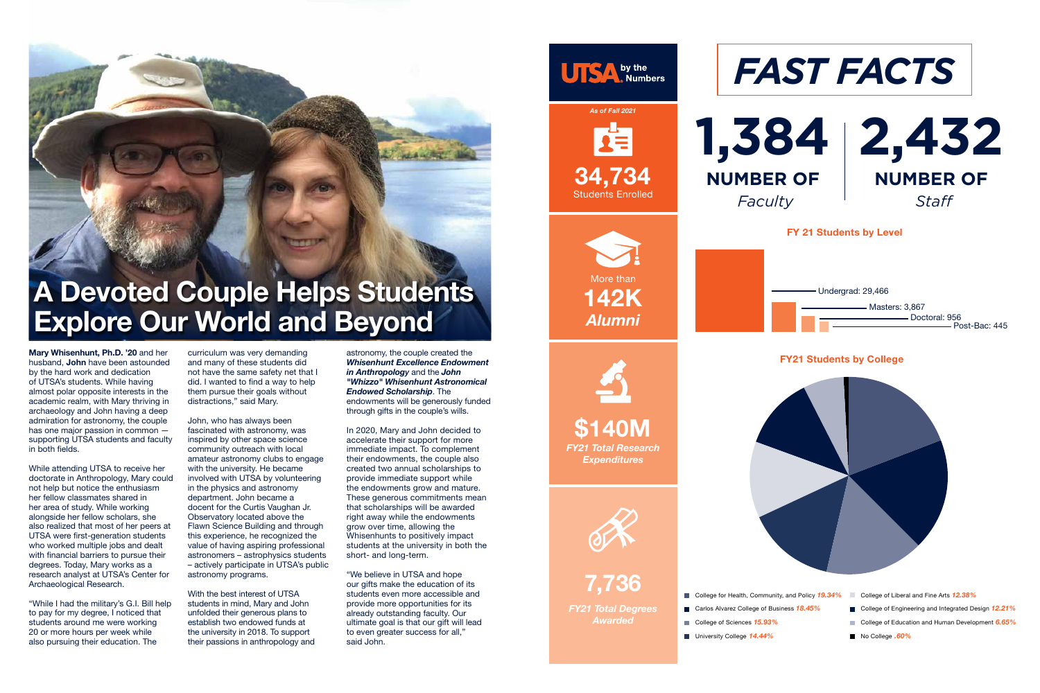# A Devoted Couple Helps Students Explore Our World and Beyond

**Mary Whisenhunt, Ph.D. '20** and her husband, **John** have been astounded by the hard work and dedication of UTSA's students. While having almost polar opposite interests in the academic realm, with Mary thriving in archaeology and John having a deep admiration for astronomy, the couple has one major passion in common — supporting UTSA students and faculty in both fields.

While attending UTSA to receive her doctorate in Anthropology, Mary could not help but notice the enthusiasm her fellow classmates shared in her area of study. While working alongside her fellow scholars, she also realized that most of her peers at UTSA were first-generation students who worked multiple jobs and dealt with financial barriers to pursue their degrees. Today, Mary works as a research analyst at UTSA's Center for Archaeological Research.

"While I had the military's G.I. Bill help to pay for my degree, I noticed that students around me were working 20 or more hours per week while also pursuing their education. The curriculum was very demanding and many of these students did not have the same safety net that I did. I wanted to find a way to help them pursue their goals without distractions," said Mary.

John, who has always been fascinated with astronomy, was inspired by other space science community outreach with local amateur astronomy clubs to engage with the university. He became involved with UTSA by volunteering in the physics and astronomy department. John became a docent for the Curtis Vaughan Jr. Observatory located above the Flawn Science Building and through this experience, he recognized the value of having aspiring professional astronomers – astrophysics students – actively participate in UTSA's public astronomy programs.

With the best interest of UTSA students in mind, Mary and John unfolded their generous plans to establish two endowed funds at the university in 2018. To support their passions in anthropology and astronomy, the couple created the ***Whisenhunt Excellence Endowment in Anthropology*** and the ***John "Whizzo" Whisenhunt Astronomical Endowed Scholarship***. The endowments will be generously funded through gifts in the couple's wills.

In 2020, Mary and John decided to accelerate their support for more immediate impact. To complement their endowments, the couple also created two annual scholarships to provide immediate support while the endowments grow and mature. These generous commitments mean that scholarships will be awarded right away while the endowments grow over time, allowing the Whisenhunts to positively impact students at the university in both the short- and long-term.

"We believe in UTSA and hope our gifts make the education of its students even more accessible and provide more opportunities for its already outstanding faculty. Our ultimate goal is that our gift will lead to even greater success for all," said John.

## UTSA by the Numbers

*As of Fall 2021*

**34,734** Students Enrolled

More than **142K** ***Alumni***

**$140M** ***FY21 Total Research Expenditures***

**7,736** ***FY21 Total Degrees Awarded***

# FAST FACTS

**1,384** NUMBER OF *Faculty*

**2,432** NUMBER OF *Staff*

### FY 21 Students by Level

- Undergrad: 29,466
- Masters: 3,867
- Doctoral: 956
- Post-Bac: 445

### FY21 Students by College

- College for Health, Community, and Policy *19.34%*
- Carlos Alvarez College of Business *18.45%*
- College of Sciences *15.93%*
- University College *14.44%*
- College of Liberal and Fine Arts *12.38%*
- College of Engineering and Integrated Design *12.21%*
- College of Education and Human Development *6.65%*
- No College *.60%*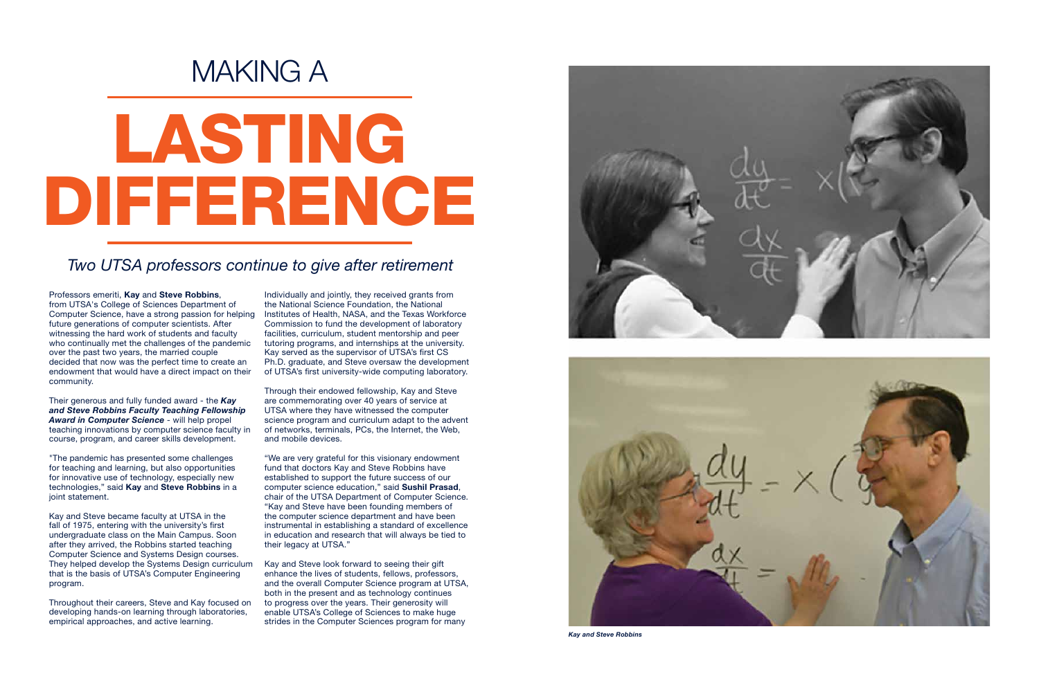# MAKING A LASTING DIFFERENCE

*Two UTSA professors continue to give after retirement*

Professors emeriti, **Kay** and **Steve Robbins**, from UTSA's College of Sciences Department of Computer Science, have a strong passion for helping future generations of computer scientists. After witnessing the hard work of students and faculty who continually met the challenges of the pandemic over the past two years, the married couple decided that now was the perfect time to create an endowment that would have a direct impact on their community.

Their generous and fully funded award - the ***Kay and Steve Robbins Faculty Teaching Fellowship Award in Computer Science*** - will help propel teaching innovations by computer science faculty in course, program, and career skills development.

"The pandemic has presented some challenges for teaching and learning, but also opportunities for innovative use of technology, especially new technologies," said **Kay** and **Steve Robbins** in a joint statement.

Kay and Steve became faculty at UTSA in the fall of 1975, entering with the university's first undergraduate class on the Main Campus. Soon after they arrived, the Robbins started teaching Computer Science and Systems Design courses. They helped develop the Systems Design curriculum that is the basis of UTSA's Computer Engineering program.

Throughout their careers, Steve and Kay focused on developing hands-on learning through laboratories, empirical approaches, and active learning.

Individually and jointly, they received grants from the National Science Foundation, the National Institutes of Health, NASA, and the Texas Workforce Commission to fund the development of laboratory facilities, curriculum, student mentorship and peer tutoring programs, and internships at the university. Kay served as the supervisor of UTSA's first CS Ph.D. graduate, and Steve oversaw the development of UTSA's first university-wide computing laboratory.

Through their endowed fellowship, Kay and Steve are commemorating over 40 years of service at UTSA where they have witnessed the computer science program and curriculum adapt to the advent of networks, terminals, PCs, the Internet, the Web, and mobile devices.

"We are very grateful for this visionary endowment fund that doctors Kay and Steve Robbins have established to support the future success of our computer science education," said **Sushil Prasad**, chair of the UTSA Department of Computer Science. "Kay and Steve have been founding members of the computer science department and have been instrumental in establishing a standard of excellence in education and research that will always be tied to their legacy at UTSA."

Kay and Steve look forward to seeing their gift enhance the lives of students, fellows, professors, and the overall Computer Science program at UTSA, both in the present and as technology continues to progress over the years. Their generosity will enable UTSA's College of Sciences to make huge strides in the Computer Sciences program for many

***Kay and Steve Robbins***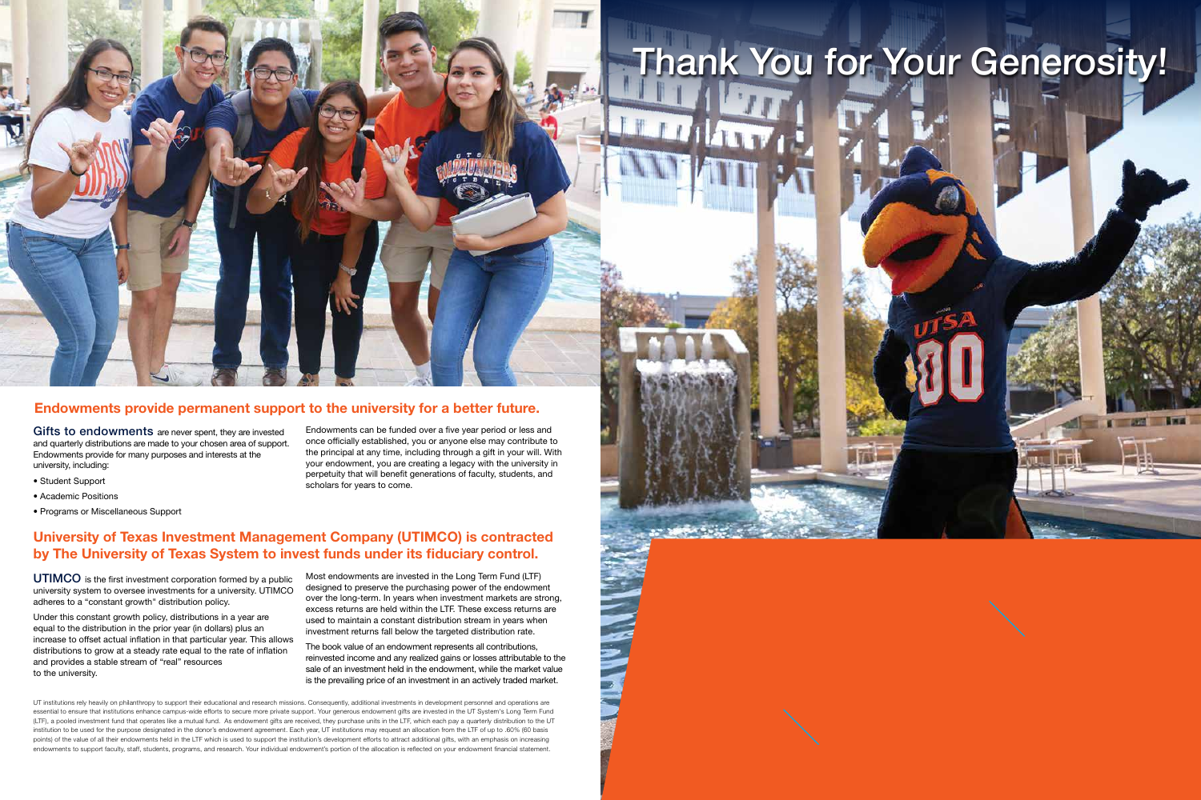# Thank You for Your Generosity!

## Endowments provide permanent support to the university for a better future.

**Gifts to endowments** are never spent, they are invested and quarterly distributions are made to your chosen area of support. Endowments provide for many purposes and interests at the university, including:

- Student Support
- Academic Positions
- Programs or Miscellaneous Support

Endowments can be funded over a five year period or less and once officially established, you or anyone else may contribute to the principal at any time, including through a gift in your will. With your endowment, you are creating a legacy with the university in perpetuity that will benefit generations of faculty, students, and scholars for years to come.

## University of Texas Investment Management Company (UTIMCO) is contracted by The University of Texas System to invest funds under its fiduciary control.

**UTIMCO** is the first investment corporation formed by a public university system to oversee investments for a university. UTIMCO adheres to a "constant growth" distribution policy.

Under this constant growth policy, distributions in a year are equal to the distribution in the prior year (in dollars) plus an increase to offset actual inflation in that particular year. This allows distributions to grow at a steady rate equal to the rate of inflation and provides a stable stream of "real" resources to the university.

Most endowments are invested in the Long Term Fund (LTF) designed to preserve the purchasing power of the endowment over the long-term. In years when investment markets are strong, excess returns are held within the LTF. These excess returns are used to maintain a constant distribution stream in years when investment returns fall below the targeted distribution rate.

The book value of an endowment represents all contributions, reinvested income and any realized gains or losses attributable to the sale of an investment held in the endowment, while the market value is the prevailing price of an investment in an actively traded market.

UT institutions rely heavily on philanthropy to support their educational and research missions. Consequently, additional investments in development personnel and operations are essential to ensure that institutions enhance campus-wide efforts to secure more private support. Your generous endowment gifts are invested in the UT System's Long Term Fund (LTF), a pooled investment fund that operates like a mutual fund. As endowment gifts are received, they purchase units in the LTF, which each pay a quarterly distribution to the UT institution to be used for the purpose designated in the donor's endowment agreement. Each year, UT institutions may request an allocation from the LTF of up to .60% (60 basis points) of the value of all their endowments held in the LTF which is used to support the institution's development efforts to attract additional gifts, with an emphasis on increasing endowments to support faculty, staff, students, programs, and research. Your individual endowment's portion of the allocation is reflected on your endowment financial statement.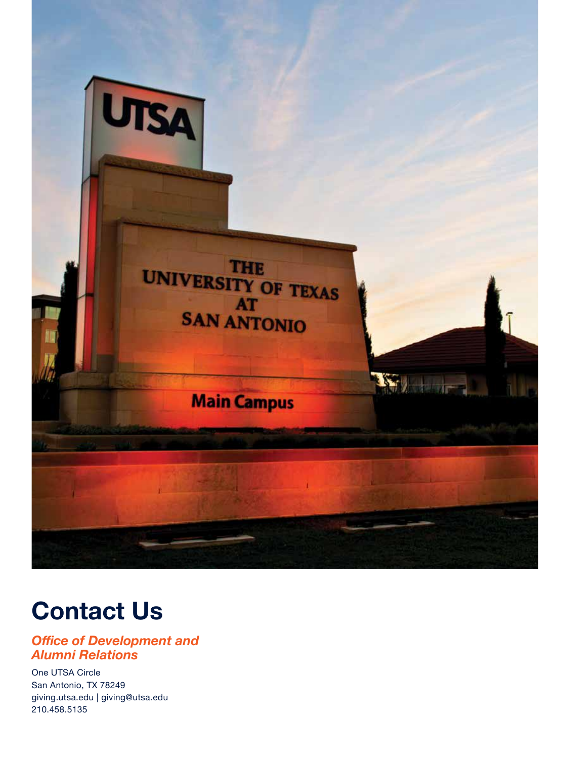# Contact Us

***Office of Development and Alumni Relations***

One UTSA Circle
San Antonio, TX 78249
giving.utsa.edu | giving@utsa.edu
210.458.5135